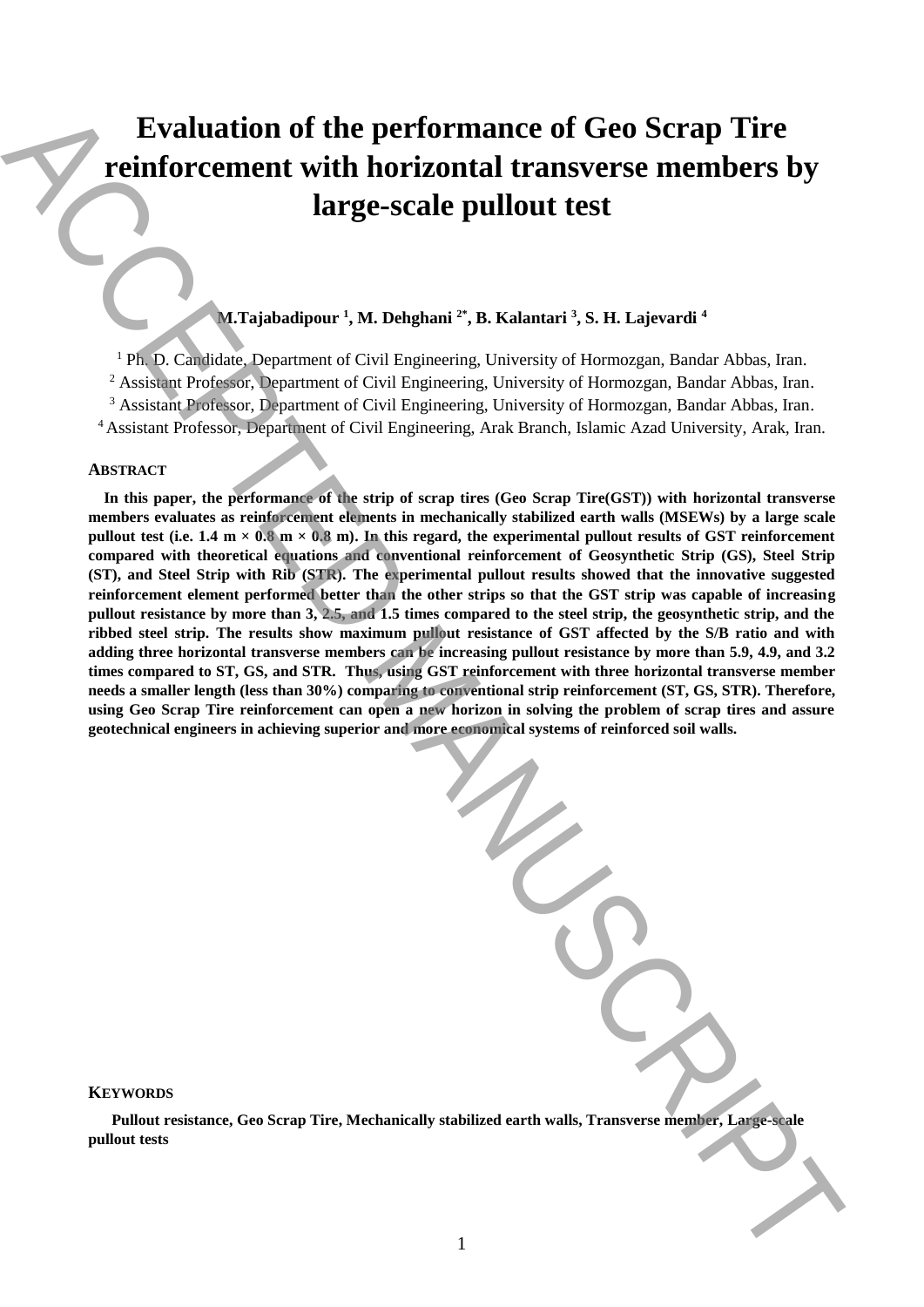# Evaluation of the performance of Geo Scrap Tire reinforcement with horizontal transverse members by large-scale pullout test

**M.Tajabadipour [1], M. Dehghani [2*], B. Kalantari [3], S. H. Lajevardi [4]**

[1] Ph. D. Candidate, Department of Civil Engineering, University of Hormozgan, Bandar Abbas, Iran.
[2] Assistant Professor, Department of Civil Engineering, University of Hormozgan, Bandar Abbas, Iran.
[3] Assistant Professor, Department of Civil Engineering, University of Hormozgan, Bandar Abbas, Iran.
[4] Assistant Professor, Department of Civil Engineering, Arak Branch, Islamic Azad University, Arak, Iran.

## Abstract

**In this paper, the performance of the strip of scrap tires (Geo Scrap Tire(GST)) with horizontal transverse members evaluates as reinforcement elements in mechanically stabilized earth walls (MSEWs) by a large scale pullout test (i.e. 1.4 m × 0.8 m × 0.8 m). In this regard, the experimental pullout results of GST reinforcement compared with theoretical equations and conventional reinforcement of Geosynthetic Strip (GS), Steel Strip (ST), and Steel Strip with Rib (STR). The experimental pullout results showed that the innovative suggested reinforcement element performed better than the other strips so that the GST strip was capable of increasing pullout resistance by more than 3, 2.5, and 1.5 times compared to the steel strip, the geosynthetic strip, and the ribbed steel strip. The results show maximum pullout resistance of GST affected by the S/B ratio and with adding three horizontal transverse members can be increasing pullout resistance by more than 5.9, 4.9, and 3.2 times compared to ST, GS, and STR. Thus, using GST reinforcement with three horizontal transverse member needs a smaller length (less than 30%) comparing to conventional strip reinforcement (ST, GS, STR). Therefore, using Geo Scrap Tire reinforcement can open a new horizon in solving the problem of scrap tires and assure geotechnical engineers in achieving superior and more economical systems of reinforced soil walls.**

## Keywords

**Pullout resistance, Geo Scrap Tire, Mechanically stabilized earth walls, Transverse member, Large-scale pullout tests**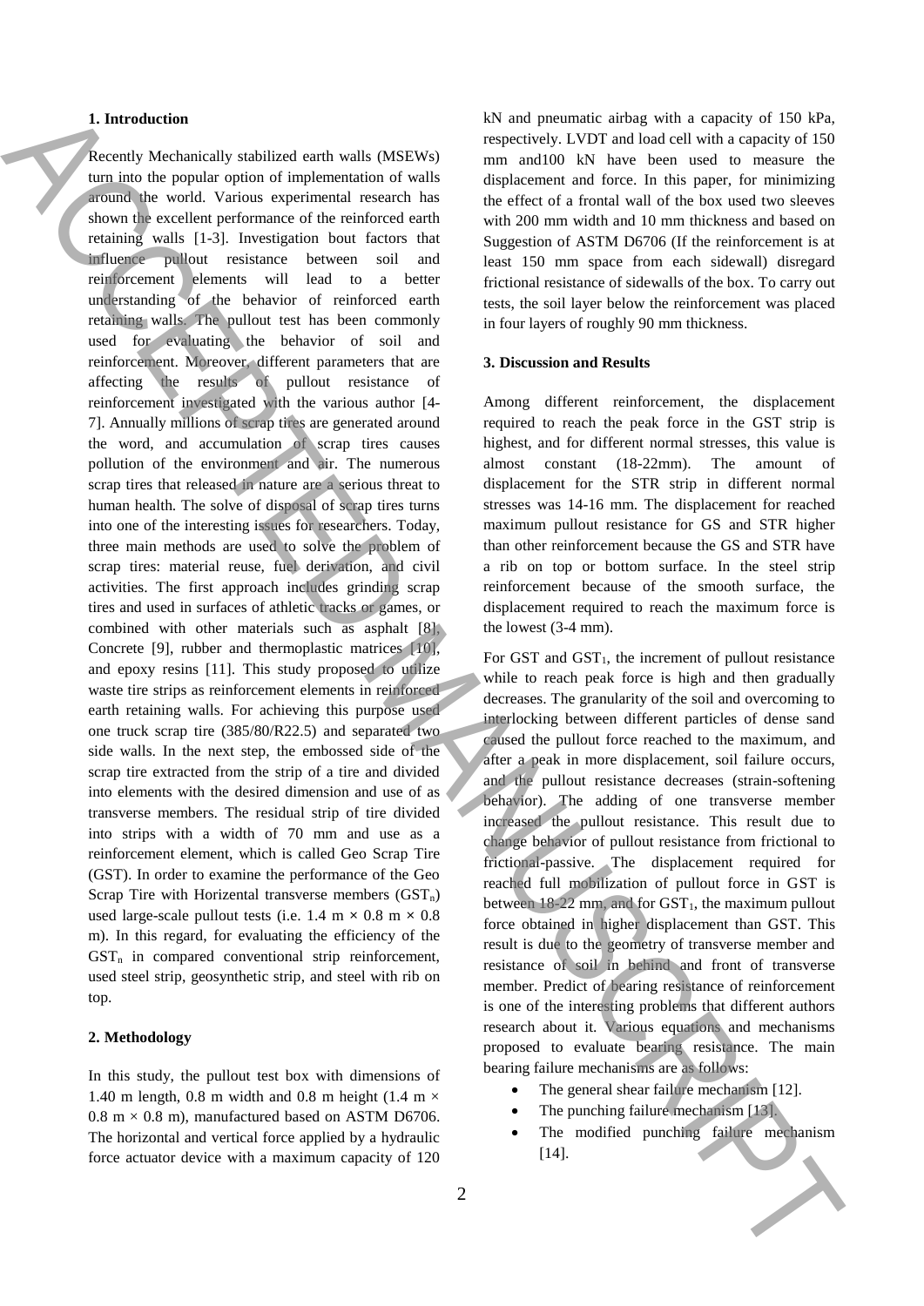## 1. Introduction

Recently Mechanically stabilized earth walls (MSEWs) turn into the popular option of implementation of walls around the world. Various experimental research has shown the excellent performance of the reinforced earth retaining walls [1-3]. Investigation bout factors that influence pullout resistance between soil and reinforcement elements will lead to a better understanding of the behavior of reinforced earth retaining walls. The pullout test has been commonly used for evaluating the behavior of soil and reinforcement. Moreover, different parameters that are affecting the results of pullout resistance of reinforcement investigated with the various author [4-7]. Annually millions of scrap tires are generated around the word, and accumulation of scrap tires causes pollution of the environment and air. The numerous scrap tires that released in nature are a serious threat to human health. The solve of disposal of scrap tires turns into one of the interesting issues for researchers. Today, three main methods are used to solve the problem of scrap tires: material reuse, fuel derivation, and civil activities. The first approach includes grinding scrap tires and used in surfaces of athletic tracks or games, or combined with other materials such as asphalt [8], Concrete [9], rubber and thermoplastic matrices [10], and epoxy resins [11]. This study proposed to utilize waste tire strips as reinforcement elements in reinforced earth retaining walls. For achieving this purpose used one truck scrap tire (385/80/R22.5) and separated two side walls. In the next step, the embossed side of the scrap tire extracted from the strip of a tire and divided into elements with the desired dimension and use of as transverse members. The residual strip of tire divided into strips with a width of 70 mm and use as a reinforcement element, which is called Geo Scrap Tire (GST). In order to examine the performance of the Geo Scrap Tire with Horizontal transverse members ($GST_n$) used large-scale pullout tests (i.e. 1.4 m × 0.8 m × 0.8 m). In this regard, for evaluating the efficiency of the $GST_n$ in compared conventional strip reinforcement, used steel strip, geosynthetic strip, and steel with rib on top.

## 2. Methodology

In this study, the pullout test box with dimensions of 1.40 m length, 0.8 m width and 0.8 m height (1.4 m × 0.8 m × 0.8 m), manufactured based on ASTM D6706. The horizontal and vertical force applied by a hydraulic force actuator device with a maximum capacity of 120 kN and pneumatic airbag with a capacity of 150 kPa, respectively. LVDT and load cell with a capacity of 150 mm and100 kN have been used to measure the displacement and force. In this paper, for minimizing the effect of a frontal wall of the box used two sleeves with 200 mm width and 10 mm thickness and based on Suggestion of ASTM D6706 (If the reinforcement is at least 150 mm space from each sidewall) disregard frictional resistance of sidewalls of the box. To carry out tests, the soil layer below the reinforcement was placed in four layers of roughly 90 mm thickness.

## 3. Discussion and Results

Among different reinforcement, the displacement required to reach the peak force in the GST strip is highest, and for different normal stresses, this value is almost constant (18-22mm). The amount of displacement for the STR strip in different normal stresses was 14-16 mm. The displacement for reached maximum pullout resistance for GS and STR higher than other reinforcement because the GS and STR have a rib on top or bottom surface. In the steel strip reinforcement because of the smooth surface, the displacement required to reach the maximum force is the lowest (3-4 mm).

For GST and $GST_1$, the increment of pullout resistance while to reach peak force is high and then gradually decreases. The granularity of the soil and overcoming to interlocking between different particles of dense sand caused the pullout force reached to the maximum, and after a peak in more displacement, soil failure occurs, and the pullout resistance decreases (strain-softening behavior). The adding of one transverse member increased the pullout resistance. This result due to change behavior of pullout resistance from frictional to frictional-passive. The displacement required for reached full mobilization of pullout force in GST is between 18-22 mm, and for $GST_1$, the maximum pullout force obtained in higher displacement than GST. This result is due to the geometry of transverse member and resistance of soil in behind and front of transverse member. Predict of bearing resistance of reinforcement is one of the interesting problems that different authors research about it. Various equations and mechanisms proposed to evaluate bearing resistance. The main bearing failure mechanisms are as follows:

- The general shear failure mechanism [12].
- The punching failure mechanism [13].
- The modified punching failure mechanism [14].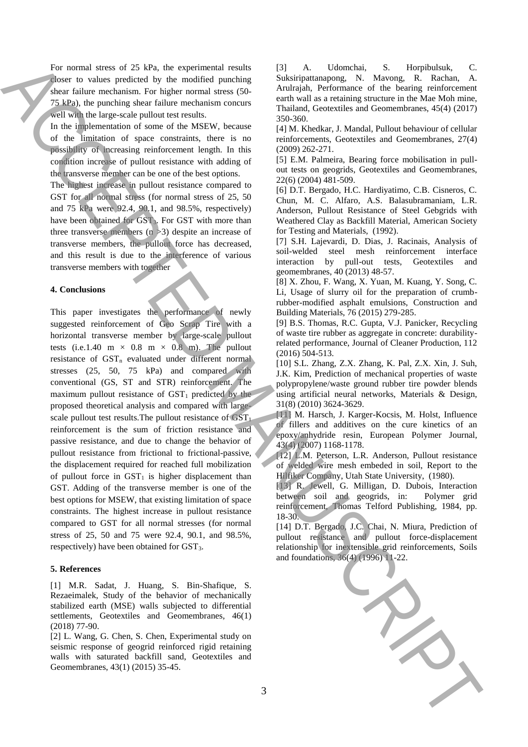For normal stress of 25 kPa, the experimental results closer to values predicted by the modified punching shear failure mechanism. For higher normal stress (50-75 kPa), the punching shear failure mechanism concurs well with the large-scale pullout test results.

In the implementation of some of the MSEW, because of the limitation of space constraints, there is no possibility of increasing reinforcement length. In this condition increase of pullout resistance with adding of the transverse member can be one of the best options.

The highest increase in pullout resistance compared to GST for all normal stress (for normal stress of 25, 50 and 75 kPa were 92.4, 90.1, and 98.5%, respectively) have been obtained for $GST_3$. For GST with more than three transverse members ($n > 3$) despite an increase of transverse members, the pullout force has decreased, and this result is due to the interference of various transverse members with together

## 4. Conclusions

This paper investigates the performance of newly suggested reinforcement of Geo Scrap Tire with a horizontal transverse member by large-scale pullout tests (i.e.1.40 m × 0.8 m × 0.8 m). The pullout resistance of $GST_n$ evaluated under different normal stresses (25, 50, 75 kPa) and compared with conventional (GS, ST and STR) reinforcement. The maximum pullout resistance of $GST_1$ predicted by the proposed theoretical analysis and compared with large-scale pullout test results.The pullout resistance of $GST_1$ reinforcement is the sum of friction resistance and passive resistance, and due to change the behavior of pullout resistance from frictional to frictional-passive, the displacement required for reached full mobilization of pullout force in $GST_1$ is higher displacement than GST. Adding of the transverse member is one of the best options for MSEW, that existing limitation of space constraints. The highest increase in pullout resistance compared to GST for all normal stresses (for normal stress of 25, 50 and 75 were 92.4, 90.1, and 98.5%, respectively) have been obtained for $GST_3$.

## 5. References

[1] M.R. Sadat, J. Huang, S. Bin-Shafique, S. Rezaeimalek, Study of the behavior of mechanically stabilized earth (MSE) walls subjected to differential settlements, Geotextiles and Geomembranes, 46(1) (2018) 77-90.

[2] L. Wang, G. Chen, S. Chen, Experimental study on seismic response of geogrid reinforced rigid retaining walls with saturated backfill sand, Geotextiles and Geomembranes, 43(1) (2015) 35-45.

[3] A. Udomchai, S. Horpibulsuk, C. Suksiripattanapong, N. Mavong, R. Rachan, A. Arulrajah, Performance of the bearing reinforcement earth wall as a retaining structure in the Mae Moh mine, Thailand, Geotextiles and Geomembranes, 45(4) (2017) 350-360.

[4] M. Khedkar, J. Mandal, Pullout behaviour of cellular reinforcements, Geotextiles and Geomembranes, 27(4) (2009) 262-271.

[5] E.M. Palmeira, Bearing force mobilisation in pull-out tests on geogrids, Geotextiles and Geomembranes, 22(6) (2004) 481-509.

[6] D.T. Bergado, H.C. Hardiyatimo, C.B. Cisneros, C. Chun, M. C. Alfaro, A.S. Balasubramaniam, L.R. Anderson, Pullout Resistance of Steel Gebgrids with Weathered Clay as Backfill Material, American Society for Testing and Materials, (1992).

[7] S.H. Lajevardi, D. Dias, J. Racinais, Analysis of soil-welded steel mesh reinforcement interface interaction by pull-out tests, Geotextiles and geomembranes, 40 (2013) 48-57.

[8] X. Zhou, F. Wang, X. Yuan, M. Kuang, Y. Song, C. Li, Usage of slurry oil for the preparation of crumb-rubber-modified asphalt emulsions, Construction and Building Materials, 76 (2015) 279-285.

[9] B.S. Thomas, R.C. Gupta, V.J. Panicker, Recycling of waste tire rubber as aggregate in concrete: durability-related performance, Journal of Cleaner Production, 112 (2016) 504-513.

[10] S.L. Zhang, Z.X. Zhang, K. Pal, Z.X. Xin, J. Suh, J.K. Kim, Prediction of mechanical properties of waste polypropylene/waste ground rubber tire powder blends using artificial neural networks, Materials & Design, 31(8) (2010) 3624-3629.

[11] M. Harsch, J. Karger-Kocsis, M. Holst, Influence of fillers and additives on the cure kinetics of an epoxy/anhydride resin, European Polymer Journal, 43(4) (2007) 1168-1178.

[12] L.M. Peterson, L.R. Anderson, Pullout resistance of welded wire mesh embeded in soil, Report to the Hilfiker Company, Utah State University, (1980).

[13] R. Jewell, G. Milligan, D. Dubois, Interaction between soil and geogrids, in: Polymer grid reinforcement, Thomas Telford Publishing, 1984, pp. 18-30.

[14] D.T. Bergado, J.C. Chai, N. Miura, Prediction of pullout resistance and pullout force-displacement relationship for inextensible grid reinforcements, Soils and foundations, 36(4) (1996) 11-22.